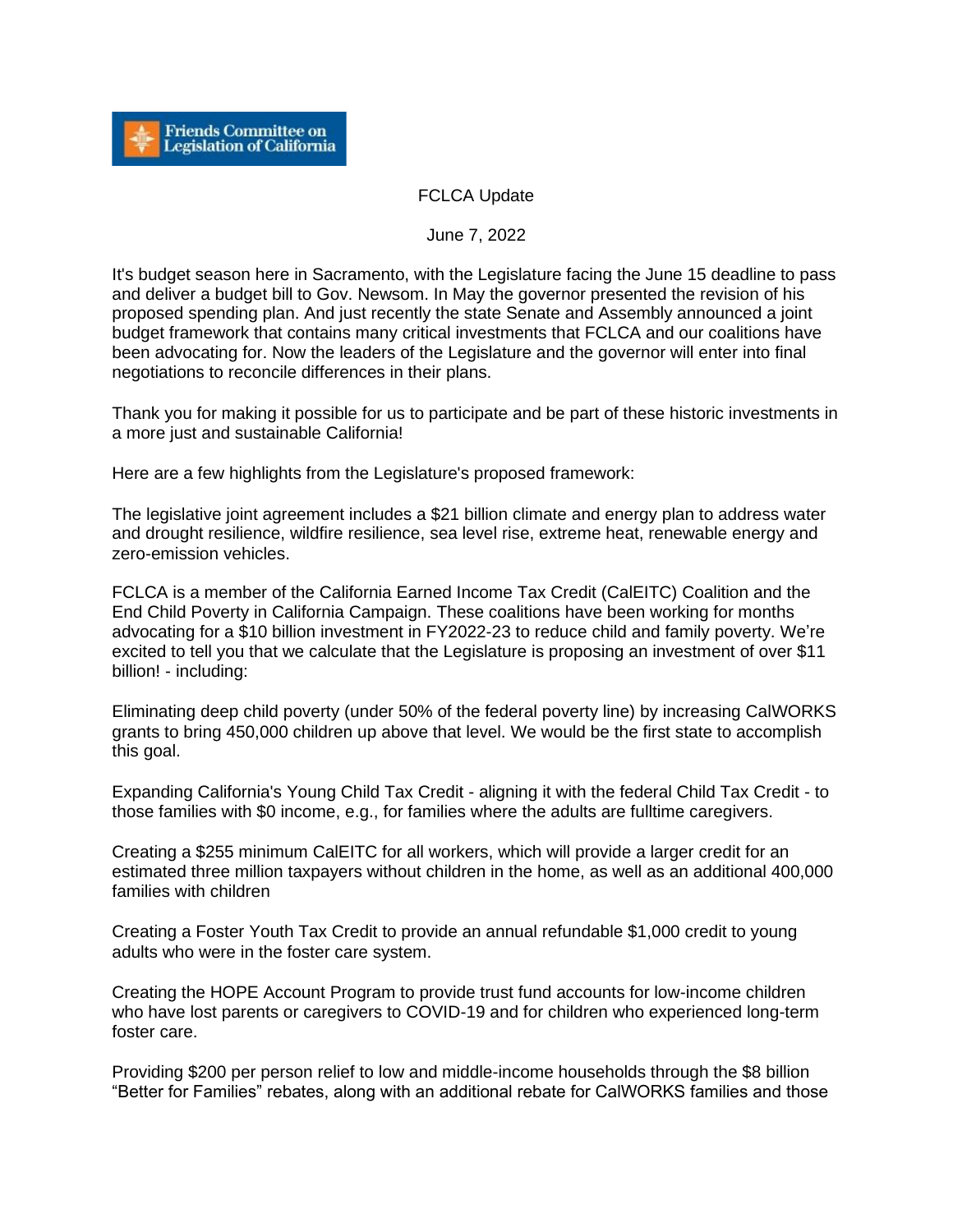Friends Committee on Legislation of California

FCLCA Update

June 7, 2022

It's budget season here in Sacramento, with the Legislature facing the June 15 deadline to pass and deliver a budget bill to Gov. Newsom. In May the governor presented the revision of his proposed spending plan. And just recently the state Senate and Assembly announced a joint budget framework that contains many critical investments that FCLCA and our coalitions have been advocating for. Now the leaders of the Legislature and the governor will enter into final negotiations to reconcile differences in their plans.

Thank you for making it possible for us to participate and be part of these historic investments in a more just and sustainable California!

Here are a few highlights from the Legislature's proposed framework:

The legislative joint agreement includes a $21 billion climate and energy plan to address water and drought resilience, wildfire resilience, sea level rise, extreme heat, renewable energy and zero-emission vehicles.

FCLCA is a member of the California Earned Income Tax Credit (CalEITC) Coalition and the End Child Poverty in California Campaign. These coalitions have been working for months advocating for a $10 billion investment in FY2022-23 to reduce child and family poverty. We're excited to tell you that we calculate that the Legislature is proposing an investment of over $11 billion! - including:

Eliminating deep child poverty (under 50% of the federal poverty line) by increasing CalWORKS grants to bring 450,000 children up above that level. We would be the first state to accomplish this goal.

Expanding California's Young Child Tax Credit - aligning it with the federal Child Tax Credit - to those families with $0 income, e.g., for families where the adults are fulltime caregivers.

Creating a $255 minimum CalEITC for all workers, which will provide a larger credit for an estimated three million taxpayers without children in the home, as well as an additional 400,000 families with children

Creating a Foster Youth Tax Credit to provide an annual refundable $1,000 credit to young adults who were in the foster care system.

Creating the HOPE Account Program to provide trust fund accounts for low-income children who have lost parents or caregivers to COVID-19 and for children who experienced long-term foster care.

Providing $200 per person relief to low and middle-income households through the $8 billion "Better for Families" rebates, along with an additional rebate for CalWORKS families and those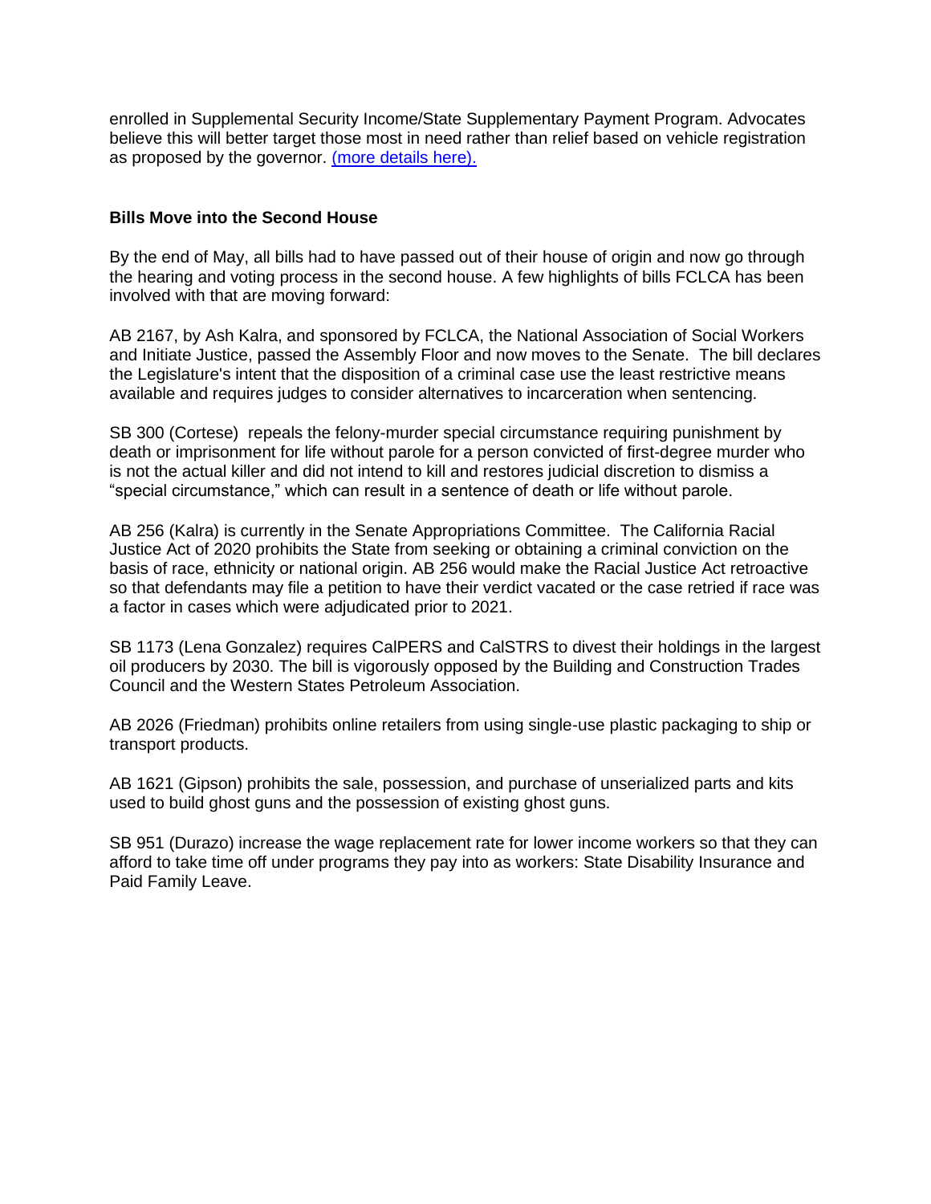enrolled in Supplemental Security Income/State Supplementary Payment Program. Advocates believe this will better target those most in need rather than relief based on vehicle registration as proposed by the governor. [(more details here).]()

**Bills Move into the Second House**

By the end of May, all bills had to have passed out of their house of origin and now go through the hearing and voting process in the second house. A few highlights of bills FCLCA has been involved with that are moving forward:

AB 2167, by Ash Kalra, and sponsored by FCLCA, the National Association of Social Workers and Initiate Justice, passed the Assembly Floor and now moves to the Senate. The bill declares the Legislature's intent that the disposition of a criminal case use the least restrictive means available and requires judges to consider alternatives to incarceration when sentencing.

SB 300 (Cortese) repeals the felony-murder special circumstance requiring punishment by death or imprisonment for life without parole for a person convicted of first-degree murder who is not the actual killer and did not intend to kill and restores judicial discretion to dismiss a "special circumstance," which can result in a sentence of death or life without parole.

AB 256 (Kalra) is currently in the Senate Appropriations Committee. The California Racial Justice Act of 2020 prohibits the State from seeking or obtaining a criminal conviction on the basis of race, ethnicity or national origin. AB 256 would make the Racial Justice Act retroactive so that defendants may file a petition to have their verdict vacated or the case retried if race was a factor in cases which were adjudicated prior to 2021.

SB 1173 (Lena Gonzalez) requires CalPERS and CalSTRS to divest their holdings in the largest oil producers by 2030. The bill is vigorously opposed by the Building and Construction Trades Council and the Western States Petroleum Association.

AB 2026 (Friedman) prohibits online retailers from using single-use plastic packaging to ship or transport products.

AB 1621 (Gipson) prohibits the sale, possession, and purchase of unserialized parts and kits used to build ghost guns and the possession of existing ghost guns.

SB 951 (Durazo) increase the wage replacement rate for lower income workers so that they can afford to take time off under programs they pay into as workers: State Disability Insurance and Paid Family Leave.